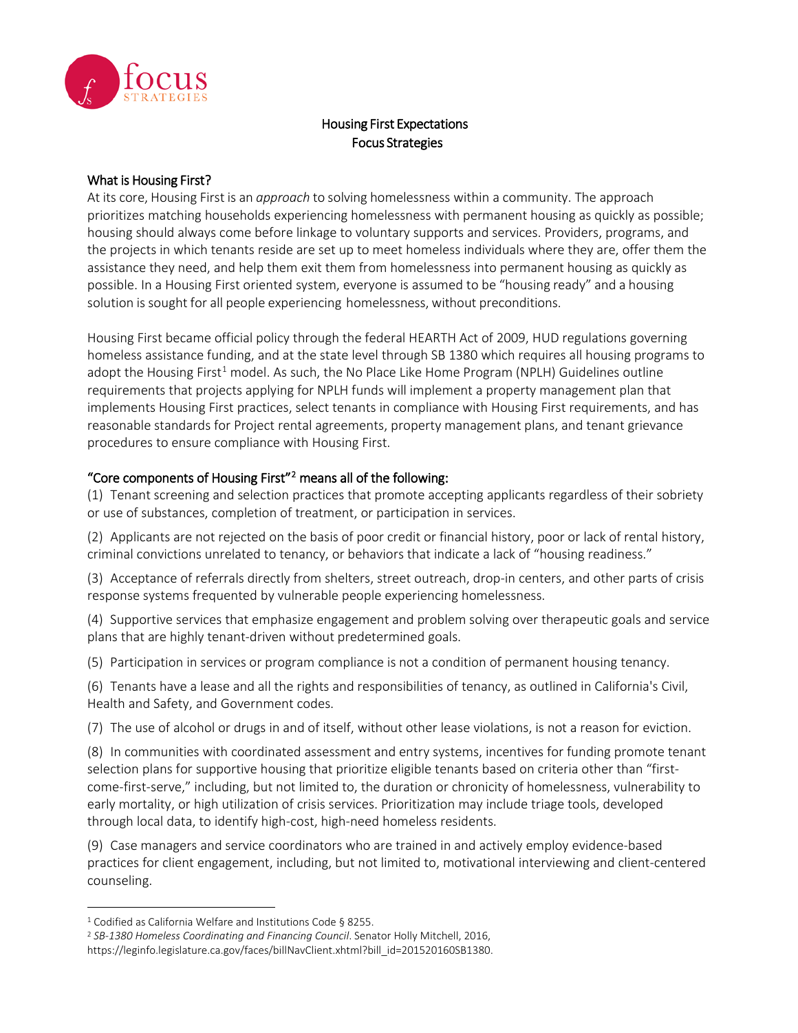# Housing First Expectations
## Focus Strategies

### What is Housing First?

At its core, Housing First is an *approach* to solving homelessness within a community. The approach prioritizes matching households experiencing homelessness with permanent housing as quickly as possible; housing should always come before linkage to voluntary supports and services. Providers, programs, and the projects in which tenants reside are set up to meet homeless individuals where they are, offer them the assistance they need, and help them exit them from homelessness into permanent housing as quickly as possible. In a Housing First oriented system, everyone is assumed to be "housing ready" and a housing solution is sought for all people experiencing homelessness, without preconditions.

Housing First became official policy through the federal HEARTH Act of 2009, HUD regulations governing homeless assistance funding, and at the state level through SB 1380 which requires all housing programs to adopt the Housing First[1] model. As such, the No Place Like Home Program (NPLH) Guidelines outline requirements that projects applying for NPLH funds will implement a property management plan that implements Housing First practices, select tenants in compliance with Housing First requirements, and has reasonable standards for Project rental agreements, property management plans, and tenant grievance procedures to ensure compliance with Housing First.

### "Core components of Housing First"[2] means all of the following:

(1) Tenant screening and selection practices that promote accepting applicants regardless of their sobriety or use of substances, completion of treatment, or participation in services.

(2) Applicants are not rejected on the basis of poor credit or financial history, poor or lack of rental history, criminal convictions unrelated to tenancy, or behaviors that indicate a lack of "housing readiness."

(3) Acceptance of referrals directly from shelters, street outreach, drop-in centers, and other parts of crisis response systems frequented by vulnerable people experiencing homelessness.

(4) Supportive services that emphasize engagement and problem solving over therapeutic goals and service plans that are highly tenant-driven without predetermined goals.

(5) Participation in services or program compliance is not a condition of permanent housing tenancy.

(6) Tenants have a lease and all the rights and responsibilities of tenancy, as outlined in California's Civil, Health and Safety, and Government codes.

(7) The use of alcohol or drugs in and of itself, without other lease violations, is not a reason for eviction.

(8) In communities with coordinated assessment and entry systems, incentives for funding promote tenant selection plans for supportive housing that prioritize eligible tenants based on criteria other than "first-come-first-serve," including, but not limited to, the duration or chronicity of homelessness, vulnerability to early mortality, or high utilization of crisis services. Prioritization may include triage tools, developed through local data, to identify high-cost, high-need homeless residents.

(9) Case managers and service coordinators who are trained in and actively employ evidence-based practices for client engagement, including, but not limited to, motivational interviewing and client-centered counseling.

---

[1] Codified as California Welfare and Institutions Code § 8255.

[2] *SB-1380 Homeless Coordinating and Financing Council*. Senator Holly Mitchell, 2016, https://leginfo.legislature.ca.gov/faces/billNavClient.xhtml?bill_id=201520160SB1380.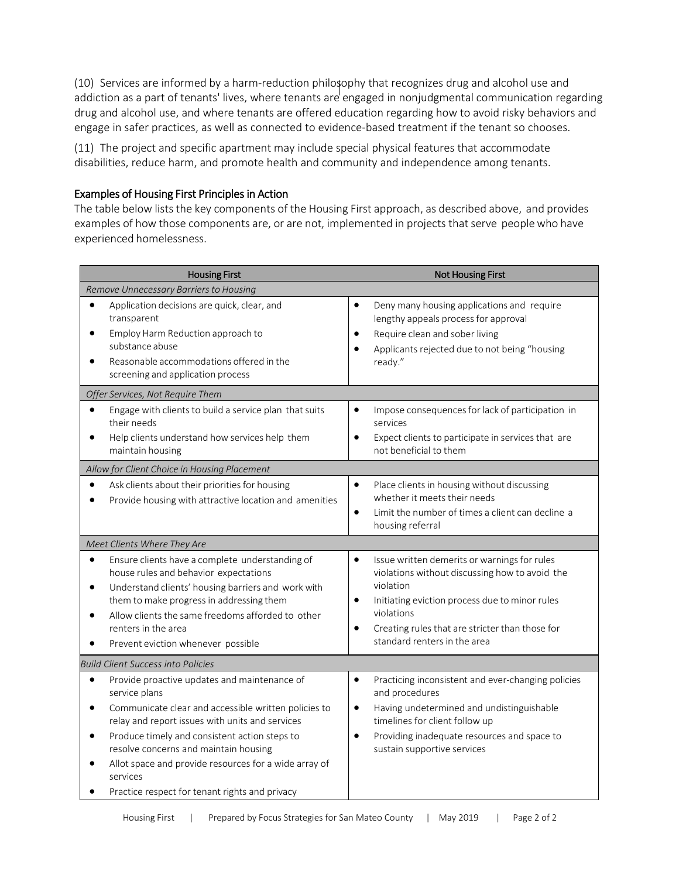(10) Services are informed by a harm-reduction philosophy that recognizes drug and alcohol use and addiction as a part of tenants' lives, where tenants are engaged in nonjudgmental communication regarding drug and alcohol use, and where tenants are offered education regarding how to avoid risky behaviors and engage in safer practices, as well as connected to evidence-based treatment if the tenant so chooses.

(11) The project and specific apartment may include special physical features that accommodate disabilities, reduce harm, and promote health and community and independence among tenants.

### Examples of Housing First Principles in Action

The table below lists the key components of the Housing First approach, as described above, and provides examples of how those components are, or are not, implemented in projects that serve people who have experienced homelessness.

| Housing First | Not Housing First |
|---|---|
| *Remove Unnecessary Barriers to Housing* | |
| • Application decisions are quick, clear, and transparent<br>• Employ Harm Reduction approach to substance abuse<br>• Reasonable accommodations offered in the screening and application process | • Deny many housing applications and require lengthy appeals process for approval<br>• Require clean and sober living<br>• Applicants rejected due to not being "housing ready." |
| *Offer Services, Not Require Them* | |
| • Engage with clients to build a service plan that suits their needs<br>• Help clients understand how services help them maintain housing | • Impose consequences for lack of participation in services<br>• Expect clients to participate in services that are not beneficial to them |
| *Allow for Client Choice in Housing Placement* | |
| • Ask clients about their priorities for housing<br>• Provide housing with attractive location and amenities | • Place clients in housing without discussing whether it meets their needs<br>• Limit the number of times a client can decline a housing referral |
| *Meet Clients Where They Are* | |
| • Ensure clients have a complete understanding of house rules and behavior expectations<br>• Understand clients' housing barriers and work with them to make progress in addressing them<br>• Allow clients the same freedoms afforded to other renters in the area<br>• Prevent eviction whenever possible | • Issue written demerits or warnings for rules violations without discussing how to avoid the violation<br>• Initiating eviction process due to minor rules violations<br>• Creating rules that are stricter than those for standard renters in the area |
| *Build Client Success into Policies* | |
| • Provide proactive updates and maintenance of service plans<br>• Communicate clear and accessible written policies to relay and report issues with units and services<br>• Produce timely and consistent action steps to resolve concerns and maintain housing<br>• Allot space and provide resources for a wide array of services<br>• Practice respect for tenant rights and privacy | • Practicing inconsistent and ever-changing policies and procedures<br>• Having undetermined and undistinguishable timelines for client follow up<br>• Providing inadequate resources and space to sustain supportive services |